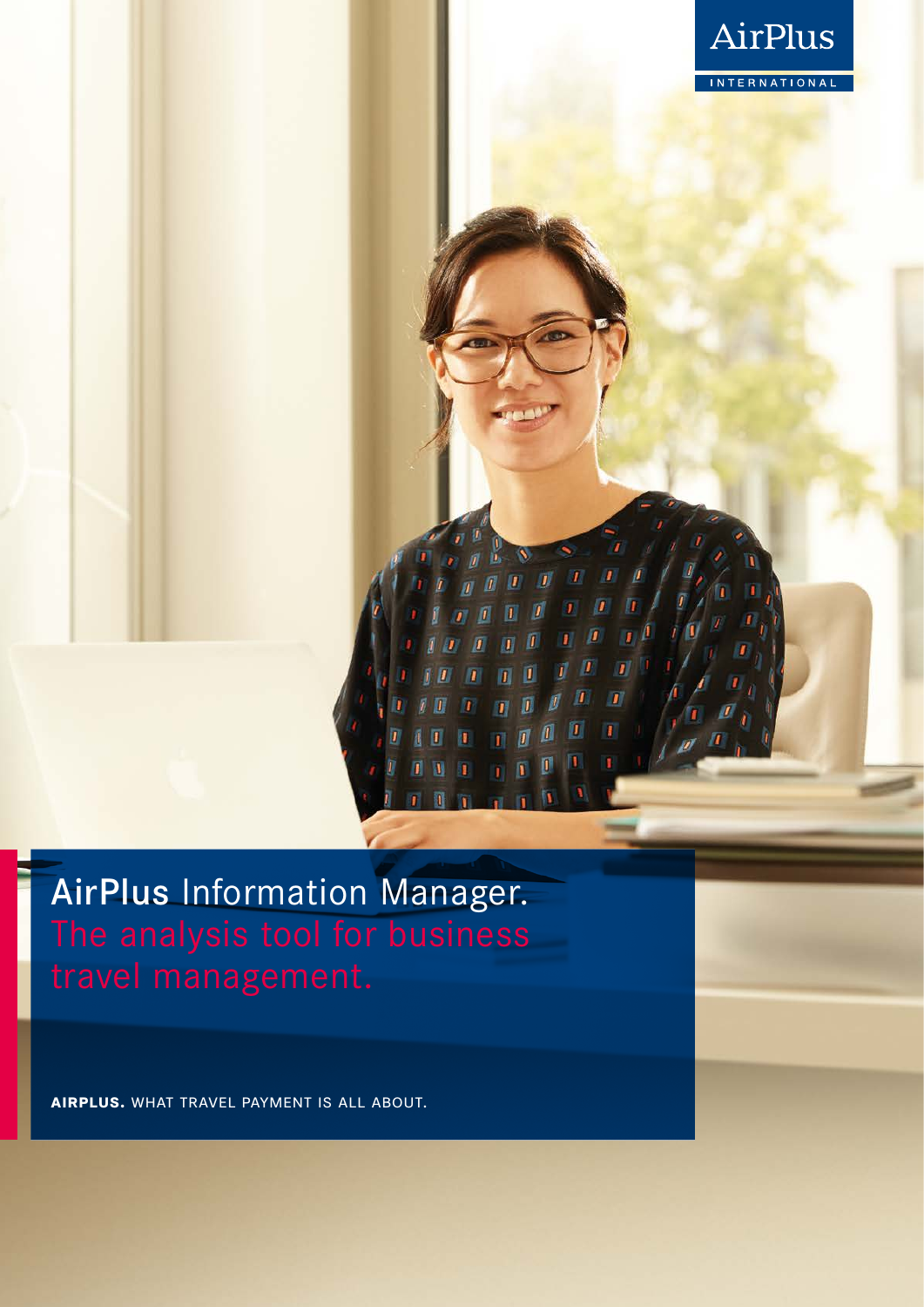AirPlus

INTERNATIONAL

# AirPlus Information Manager.

## The analysis tool for business travel management.

**AIRPLUS.** WHAT TRAVEL PAYMENT IS ALL ABOUT.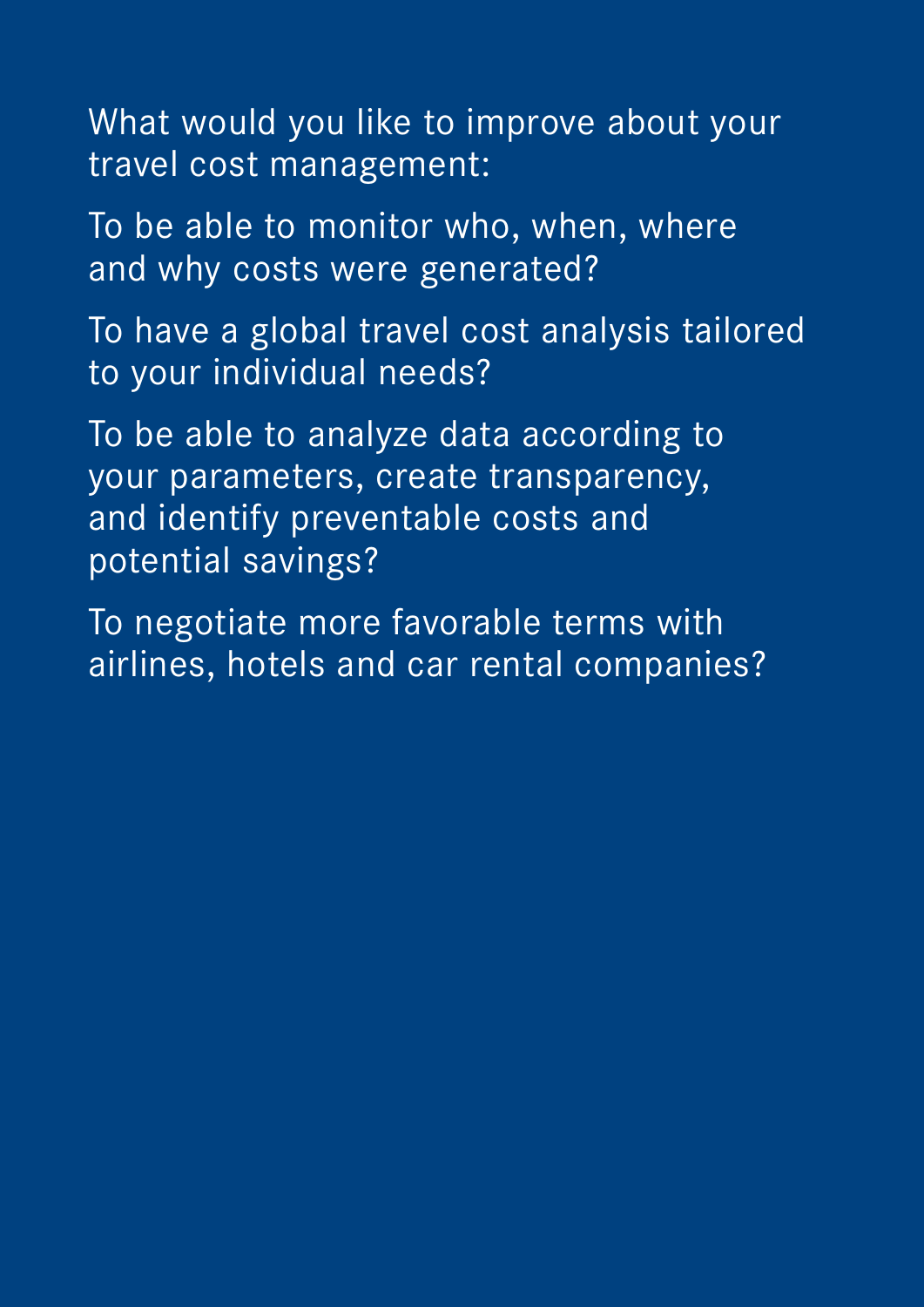What would you like to improve about your travel cost management:

To be able to monitor who, when, where and why costs were generated?

To have a global travel cost analysis tailored to your individual needs?

To be able to analyze data according to your parameters, create transparency, and identify preventable costs and potential savings?

To negotiate more favorable terms with airlines, hotels and car rental companies?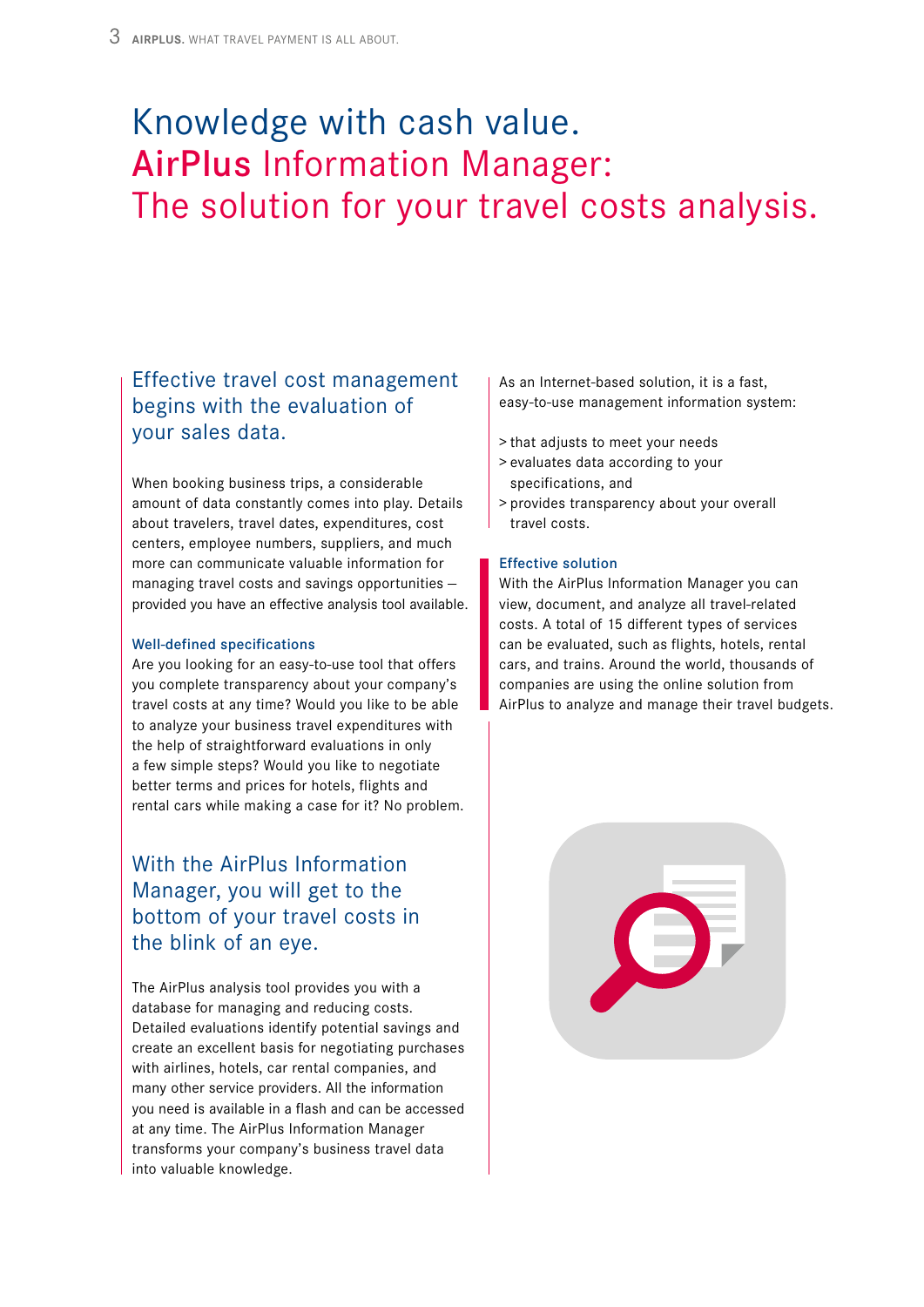# Knowledge with cash value. AirPlus Information Manager: The solution for your travel costs analysis.

## Effective travel cost management begins with the evaluation of your sales data.

When booking business trips, a considerable amount of data constantly comes into play. Details about travelers, travel dates, expenditures, cost centers, employee numbers, suppliers, and much more can communicate valuable information for managing travel costs and savings opportunities – provided you have an effective analysis tool available.

### Well-defined specifications

Are you looking for an easy-to-use tool that offers you complete transparency about your company's travel costs at any time? Would you like to be able to analyze your business travel expenditures with the help of straightforward evaluations in only a few simple steps? Would you like to negotiate better terms and prices for hotels, flights and rental cars while making a case for it? No problem.

## With the AirPlus Information Manager, you will get to the bottom of your travel costs in the blink of an eye.

The AirPlus analysis tool provides you with a database for managing and reducing costs. Detailed evaluations identify potential savings and create an excellent basis for negotiating purchases with airlines, hotels, car rental companies, and many other service providers. All the information you need is available in a flash and can be accessed at any time. The AirPlus Information Manager transforms your company's business travel data into valuable knowledge.

As an Internet-based solution, it is a fast, easy-to-use management information system:

> that adjusts to meet your needs
> evaluates data according to your specifications, and
> provides transparency about your overall travel costs.

### Effective solution

With the AirPlus Information Manager you can view, document, and analyze all travel-related costs. A total of 15 different types of services can be evaluated, such as flights, hotels, rental cars, and trains. Around the world, thousands of companies are using the online solution from AirPlus to analyze and manage their travel budgets.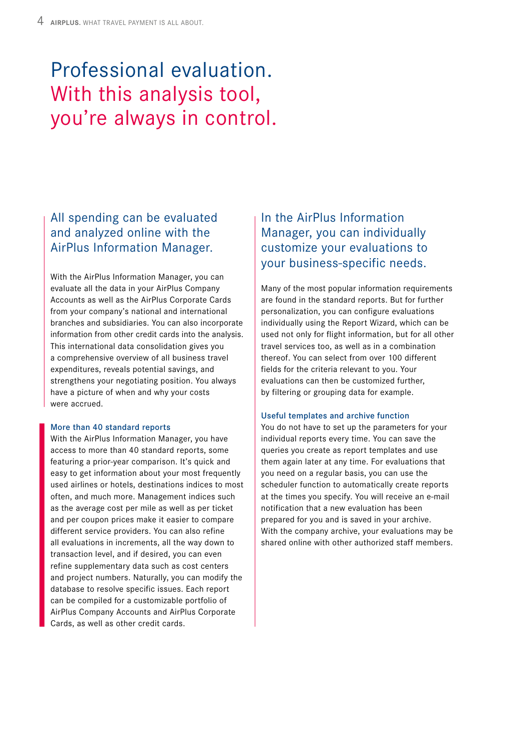# Professional evaluation. With this analysis tool, you're always in control.

## All spending can be evaluated and analyzed online with the AirPlus Information Manager.

With the AirPlus Information Manager, you can evaluate all the data in your AirPlus Company Accounts as well as the AirPlus Corporate Cards from your company's national and international branches and subsidiaries. You can also incorporate information from other credit cards into the analysis. This international data consolidation gives you a comprehensive overview of all business travel expenditures, reveals potential savings, and strengthens your negotiating position. You always have a picture of when and why your costs were accrued.

### More than 40 standard reports

With the AirPlus Information Manager, you have access to more than 40 standard reports, some featuring a prior-year comparison. It's quick and easy to get information about your most frequently used airlines or hotels, destinations indices to most often, and much more. Management indices such as the average cost per mile as well as per ticket and per coupon prices make it easier to compare different service providers. You can also refine all evaluations in increments, all the way down to transaction level, and if desired, you can even refine supplementary data such as cost centers and project numbers. Naturally, you can modify the database to resolve specific issues. Each report can be compiled for a customizable portfolio of AirPlus Company Accounts and AirPlus Corporate Cards, as well as other credit cards.

## In the AirPlus Information Manager, you can individually customize your evaluations to your business-specific needs.

Many of the most popular information requirements are found in the standard reports. But for further personalization, you can configure evaluations individually using the Report Wizard, which can be used not only for flight information, but for all other travel services too, as well as in a combination thereof. You can select from over 100 different fields for the criteria relevant to you. Your evaluations can then be customized further, by filtering or grouping data for example.

### Useful templates and archive function

You do not have to set up the parameters for your individual reports every time. You can save the queries you create as report templates and use them again later at any time. For evaluations that you need on a regular basis, you can use the scheduler function to automatically create reports at the times you specify. You will receive an e-mail notification that a new evaluation has been prepared for you and is saved in your archive. With the company archive, your evaluations may be shared online with other authorized staff members.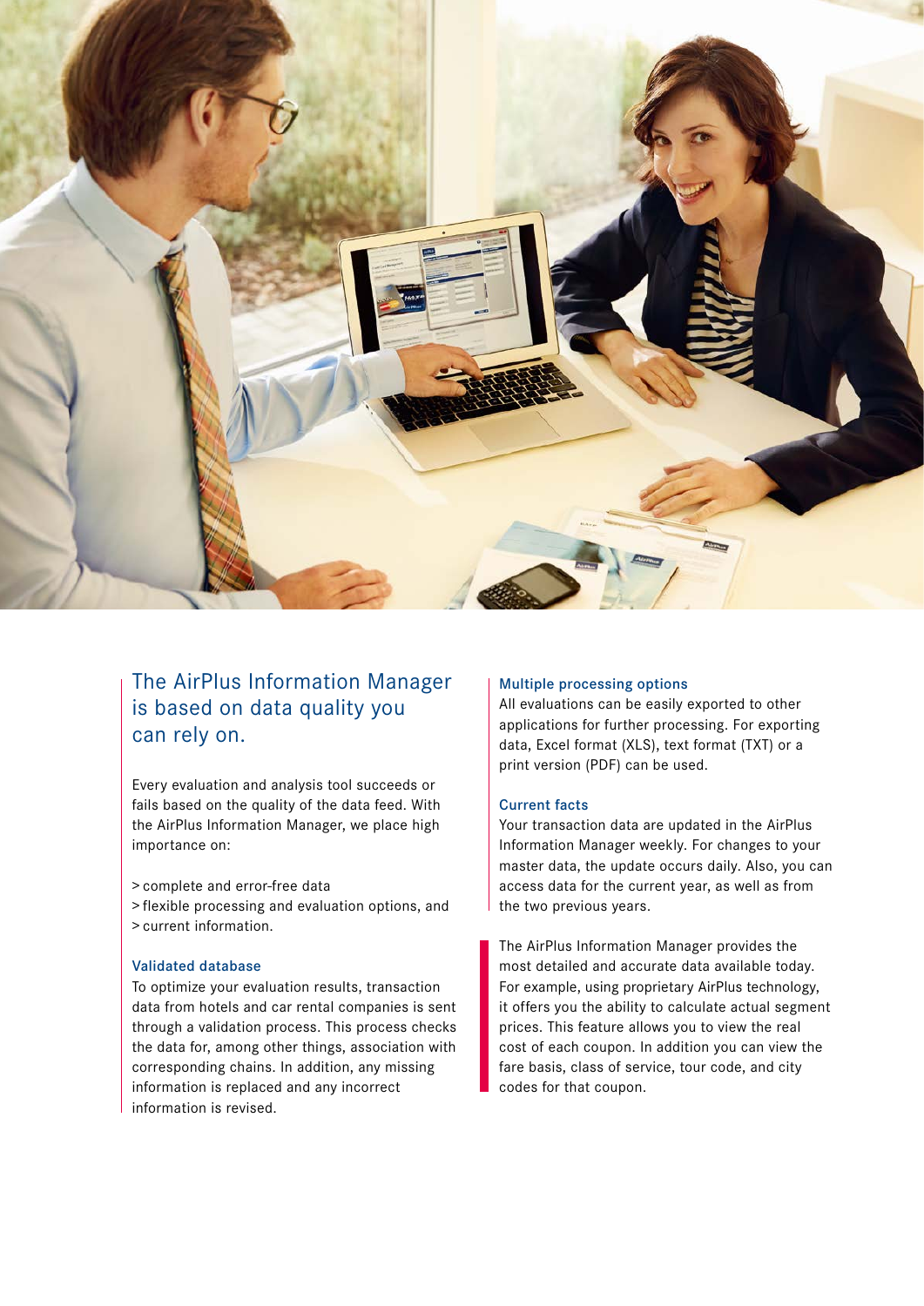## The AirPlus Information Manager is based on data quality you can rely on.

Every evaluation and analysis tool succeeds or fails based on the quality of the data feed. With the AirPlus Information Manager, we place high importance on:

> complete and error-free data
> flexible processing and evaluation options, and
> current information.

### Validated database

To optimize your evaluation results, transaction data from hotels and car rental companies is sent through a validation process. This process checks the data for, among other things, association with corresponding chains. In addition, any missing information is replaced and any incorrect information is revised.

### Multiple processing options

All evaluations can be easily exported to other applications for further processing. For exporting data, Excel format (XLS), text format (TXT) or a print version (PDF) can be used.

### Current facts

Your transaction data are updated in the AirPlus Information Manager weekly. For changes to your master data, the update occurs daily. Also, you can access data for the current year, as well as from the two previous years.

The AirPlus Information Manager provides the most detailed and accurate data available today. For example, using proprietary AirPlus technology, it offers you the ability to calculate actual segment prices. This feature allows you to view the real cost of each coupon. In addition you can view the fare basis, class of service, tour code, and city codes for that coupon.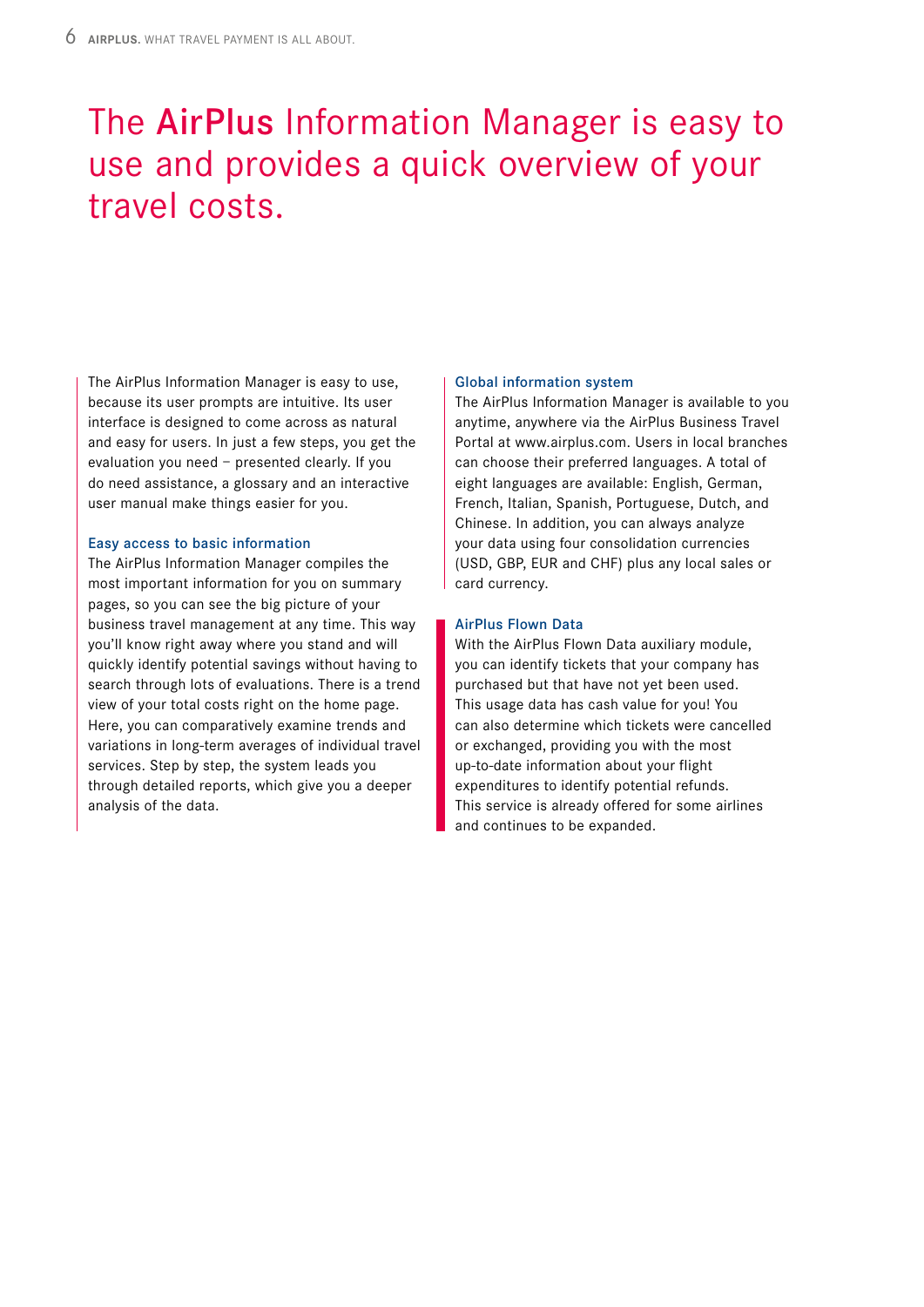# The **AirPlus** Information Manager is easy to use and provides a quick overview of your travel costs.

The AirPlus Information Manager is easy to use, because its user prompts are intuitive. Its user interface is designed to come across as natural and easy for users. In just a few steps, you get the evaluation you need – presented clearly. If you do need assistance, a glossary and an interactive user manual make things easier for you.

### Easy access to basic information

The AirPlus Information Manager compiles the most important information for you on summary pages, so you can see the big picture of your business travel management at any time. This way you'll know right away where you stand and will quickly identify potential savings without having to search through lots of evaluations. There is a trend view of your total costs right on the home page. Here, you can comparatively examine trends and variations in long-term averages of individual travel services. Step by step, the system leads you through detailed reports, which give you a deeper analysis of the data.

### Global information system

The AirPlus Information Manager is available to you anytime, anywhere via the AirPlus Business Travel Portal at www.airplus.com. Users in local branches can choose their preferred languages. A total of eight languages are available: English, German, French, Italian, Spanish, Portuguese, Dutch, and Chinese. In addition, you can always analyze your data using four consolidation currencies (USD, GBP, EUR and CHF) plus any local sales or card currency.

### AirPlus Flown Data

With the AirPlus Flown Data auxiliary module, you can identify tickets that your company has purchased but that have not yet been used. This usage data has cash value for you! You can also determine which tickets were cancelled or exchanged, providing you with the most up-to-date information about your flight expenditures to identify potential refunds. This service is already offered for some airlines and continues to be expanded.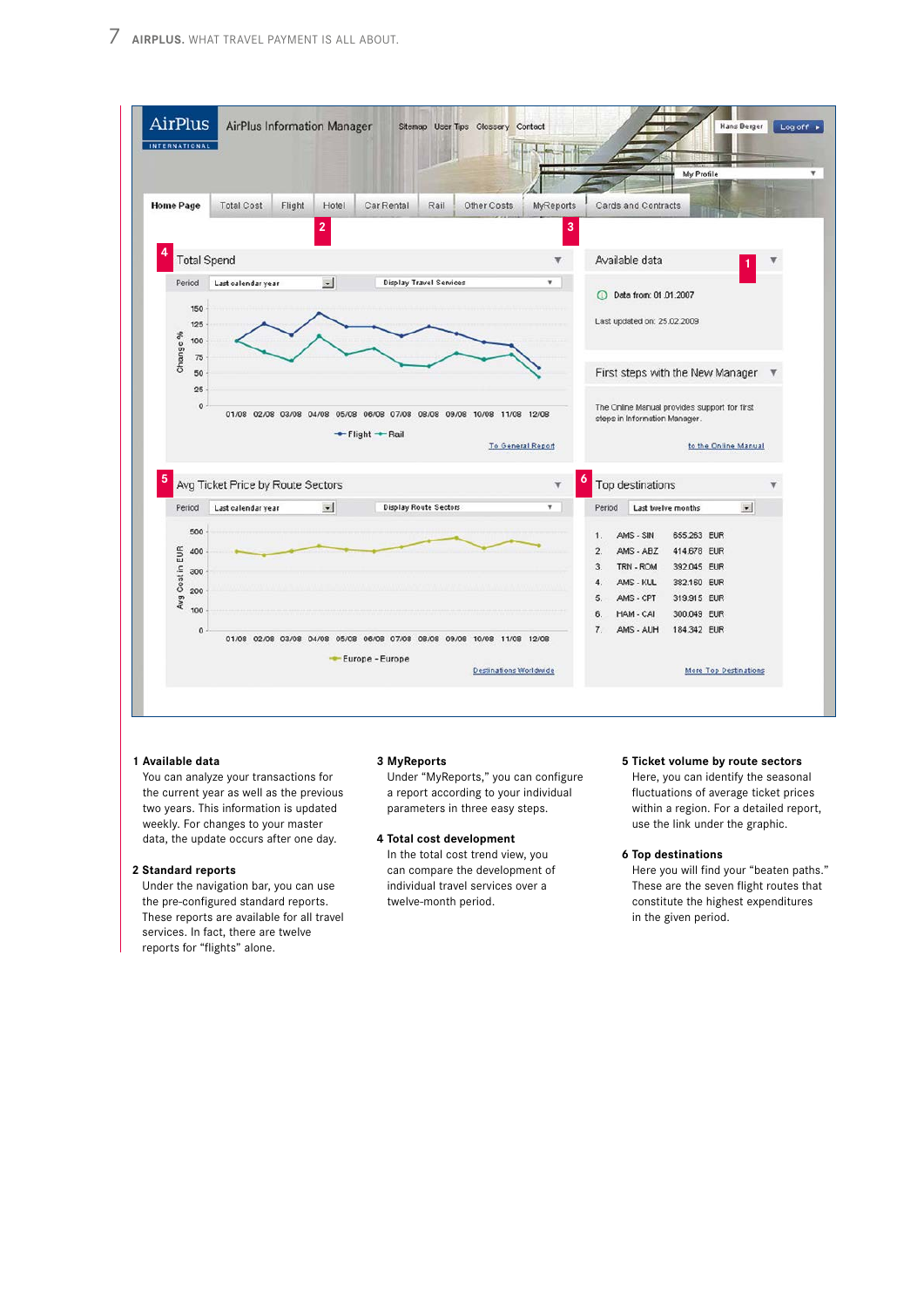AirPlus Information Manager

Sitemap User Tips Glossary Contact

Hans Berger | Log off

My Profile

Home Page | Total Cost | Flight | Hotel | Car Rental | Rail | Other Costs | MyReports | Cards and Contracts

**Total Spend** (4)

Period: Last calendar year | Display Travel Services

Change % (0–150), months 01/08 – 12/08

Flight — Rail

To General Report

**Available data** (1)

Data from: 01.01.2007

Last updated on: 25.02.2009

**First steps with the New Manager**

The Online Manual provides support for first steps in Information Manager.

to the Online Manual

**Avg Ticket Price by Route Sectors** (5)

Period: Last calendar year | Display Route Sectors

Avg Cost in EUR (0–500), months 01/08 – 12/08

Europe - Europe

Destinations Worldwide

**Top destinations** (6)

Period: Last twelve months

| # | Route | Amount | Currency |
|---|---|---|---|
| 1. | AMS - SIN | 555.263 | EUR |
| 2. | AMS - ABZ | 414.678 | EUR |
| 3. | TRN - ROM | 392.045 | EUR |
| 4. | AMS - KUL | 382.180 | EUR |
| 5. | AMS - CPT | 319.915 | EUR |
| 6. | HAM - CAI | 300.049 | EUR |
| 7. | AMS - AUH | 184.342 | EUR |

More Top Destinations

### 1 Available data

You can analyze your transactions for the current year as well as the previous two years. This information is updated weekly. For changes to your master data, the update occurs after one day.

### 2 Standard reports

Under the navigation bar, you can use the pre-configured standard reports. These reports are available for all travel services. In fact, there are twelve reports for "flights" alone.

### 3 MyReports

Under "MyReports," you can configure a report according to your individual parameters in three easy steps.

### 4 Total cost development

In the total cost trend view, you can compare the development of individual travel services over a twelve-month period.

### 5 Ticket volume by route sectors

Here, you can identify the seasonal fluctuations of average ticket prices within a region. For a detailed report, use the link under the graphic.

### 6 Top destinations

Here you will find your "beaten paths." These are the seven flight routes that constitute the highest expenditures in the given period.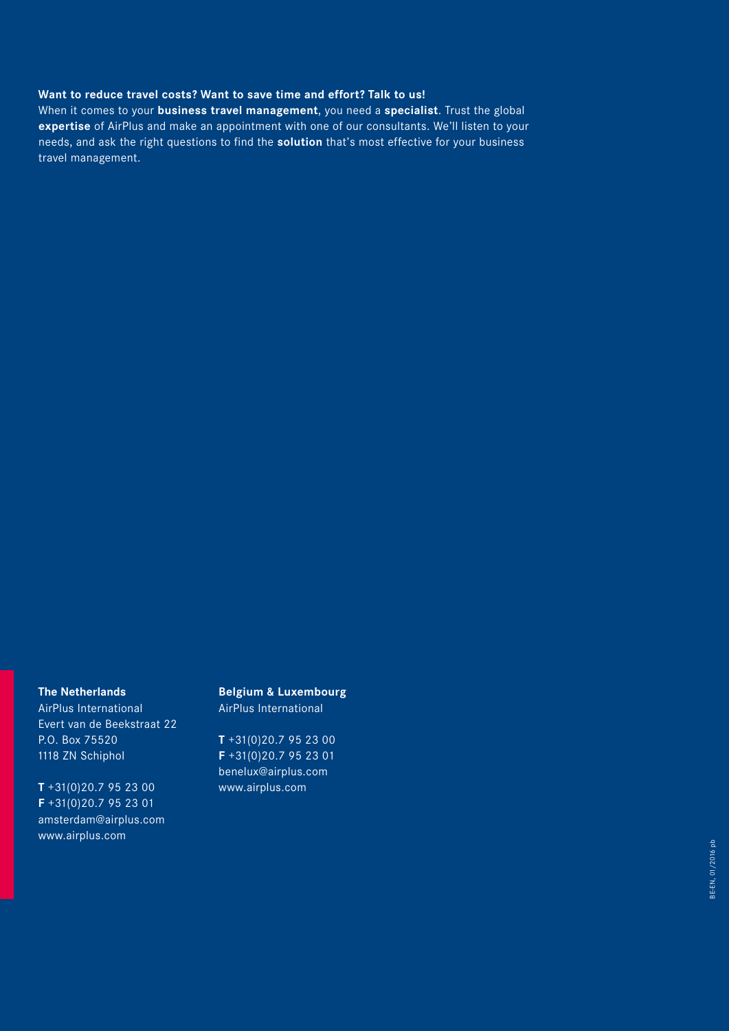**Want to reduce travel costs? Want to save time and effort? Talk to us!**
When it comes to your **business travel management**, you need a **specialist**. Trust the global **expertise** of AirPlus and make an appointment with one of our consultants. We'll listen to your needs, and ask the right questions to find the **solution** that's most effective for your business travel management.

**The Netherlands**
AirPlus International
Evert van de Beekstraat 22
P.O. Box 75520
1118 ZN Schiphol

**T** +31(0)20.7 95 23 00
**F** +31(0)20.7 95 23 01
amsterdam@airplus.com
www.airplus.com

**Belgium & Luxembourg**
AirPlus International

**T** +31(0)20.7 95 23 00
**F** +31(0)20.7 95 23 01
benelux@airplus.com
www.airplus.com

BE-EN, 01/2016 pb